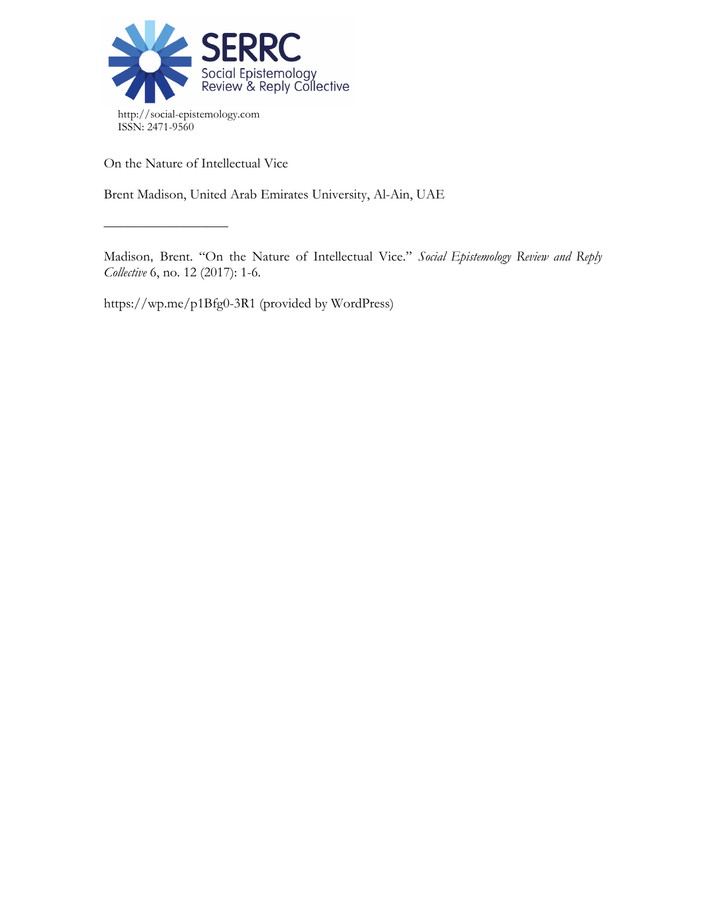SERRC Social Epistemology Review & Reply Collective

http://social-epistemology.com
ISSN: 2471-9560

On the Nature of Intellectual Vice

Brent Madison, United Arab Emirates University, Al-Ain, UAE

---

Madison, Brent. "On the Nature of Intellectual Vice." *Social Epistemology Review and Reply Collective* 6, no. 12 (2017): 1-6.

https://wp.me/p1Bfg0-3R1 (provided by WordPress)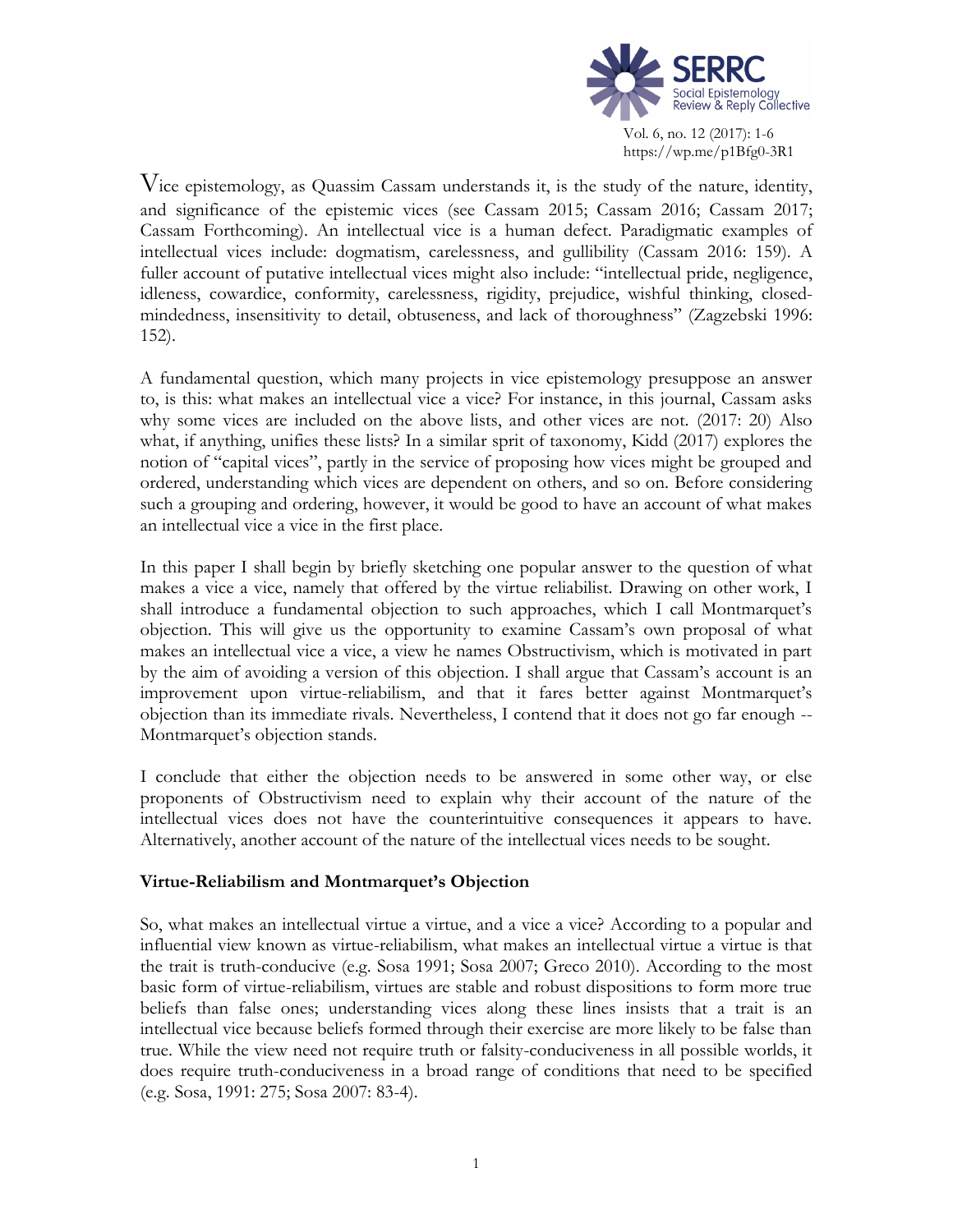Vice epistemology, as Quassim Cassam understands it, is the study of the nature, identity, and significance of the epistemic vices (see Cassam 2015; Cassam 2016; Cassam 2017; Cassam Forthcoming). An intellectual vice is a human defect. Paradigmatic examples of intellectual vices include: dogmatism, carelessness, and gullibility (Cassam 2016: 159). A fuller account of putative intellectual vices might also include: "intellectual pride, negligence, idleness, cowardice, conformity, carelessness, rigidity, prejudice, wishful thinking, closed-mindedness, insensitivity to detail, obtuseness, and lack of thoroughness" (Zagzebski 1996: 152).

A fundamental question, which many projects in vice epistemology presuppose an answer to, is this: what makes an intellectual vice a vice? For instance, in this journal, Cassam asks why some vices are included on the above lists, and other vices are not. (2017: 20) Also what, if anything, unifies these lists? In a similar sprit of taxonomy, Kidd (2017) explores the notion of "capital vices", partly in the service of proposing how vices might be grouped and ordered, understanding which vices are dependent on others, and so on. Before considering such a grouping and ordering, however, it would be good to have an account of what makes an intellectual vice a vice in the first place.

In this paper I shall begin by briefly sketching one popular answer to the question of what makes a vice a vice, namely that offered by the virtue reliabilist. Drawing on other work, I shall introduce a fundamental objection to such approaches, which I call Montmarquet's objection. This will give us the opportunity to examine Cassam's own proposal of what makes an intellectual vice a vice, a view he names Obstructivism, which is motivated in part by the aim of avoiding a version of this objection. I shall argue that Cassam's account is an improvement upon virtue-reliabilism, and that it fares better against Montmarquet's objection than its immediate rivals. Nevertheless, I contend that it does not go far enough -- Montmarquet's objection stands.

I conclude that either the objection needs to be answered in some other way, or else proponents of Obstructivism need to explain why their account of the nature of the intellectual vices does not have the counterintuitive consequences it appears to have. Alternatively, another account of the nature of the intellectual vices needs to be sought.

## Virtue-Reliabilism and Montmarquet's Objection

So, what makes an intellectual virtue a virtue, and a vice a vice? According to a popular and influential view known as virtue-reliabilism, what makes an intellectual virtue a virtue is that the trait is truth-conducive (e.g. Sosa 1991; Sosa 2007; Greco 2010). According to the most basic form of virtue-reliabilism, virtues are stable and robust dispositions to form more true beliefs than false ones; understanding vices along these lines insists that a trait is an intellectual vice because beliefs formed through their exercise are more likely to be false than true. While the view need not require truth or falsity-conduciveness in all possible worlds, it does require truth-conduciveness in a broad range of conditions that need to be specified (e.g. Sosa, 1991: 275; Sosa 2007: 83-4).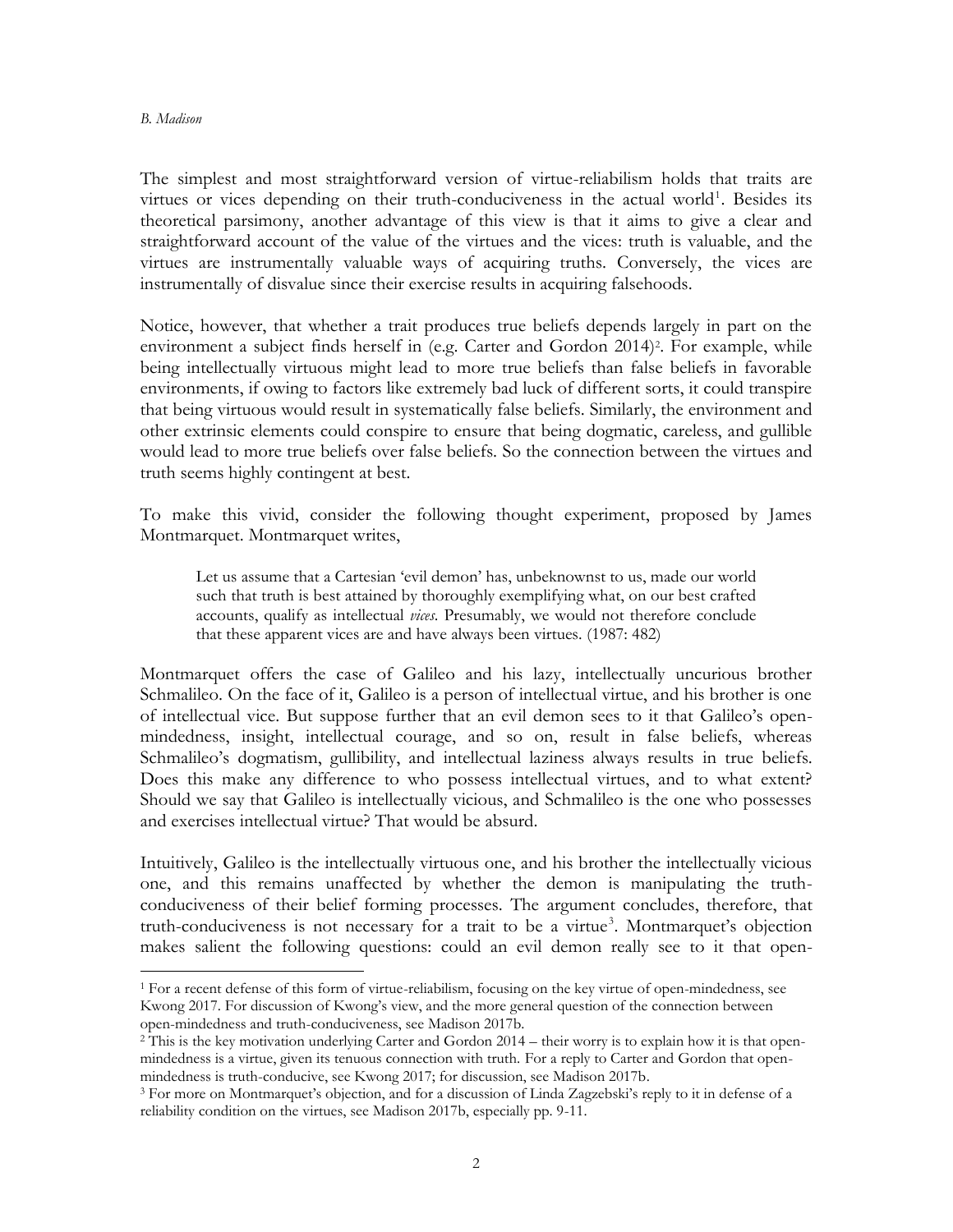The simplest and most straightforward version of virtue-reliabilism holds that traits are virtues or vices depending on their truth-conduciveness in the actual world[1]. Besides its theoretical parsimony, another advantage of this view is that it aims to give a clear and straightforward account of the value of the virtues and the vices: truth is valuable, and the virtues are instrumentally valuable ways of acquiring truths. Conversely, the vices are instrumentally of disvalue since their exercise results in acquiring falsehoods.

Notice, however, that whether a trait produces true beliefs depends largely in part on the environment a subject finds herself in (e.g. Carter and Gordon 2014)[2]. For example, while being intellectually virtuous might lead to more true beliefs than false beliefs in favorable environments, if owing to factors like extremely bad luck of different sorts, it could transpire that being virtuous would result in systematically false beliefs. Similarly, the environment and other extrinsic elements could conspire to ensure that being dogmatic, careless, and gullible would lead to more true beliefs over false beliefs. So the connection between the virtues and truth seems highly contingent at best.

To make this vivid, consider the following thought experiment, proposed by James Montmarquet. Montmarquet writes,

> Let us assume that a Cartesian 'evil demon' has, unbeknownst to us, made our world such that truth is best attained by thoroughly exemplifying what, on our best crafted accounts, qualify as intellectual *vices*. Presumably, we would not therefore conclude that these apparent vices are and have always been virtues. (1987: 482)

Montmarquet offers the case of Galileo and his lazy, intellectually uncurious brother Schmalileo. On the face of it, Galileo is a person of intellectual virtue, and his brother is one of intellectual vice. But suppose further that an evil demon sees to it that Galileo's open-mindedness, insight, intellectual courage, and so on, result in false beliefs, whereas Schmalileo's dogmatism, gullibility, and intellectual laziness always results in true beliefs. Does this make any difference to who possess intellectual virtues, and to what extent? Should we say that Galileo is intellectually vicious, and Schmalileo is the one who possesses and exercises intellectual virtue? That would be absurd.

Intuitively, Galileo is the intellectually virtuous one, and his brother the intellectually vicious one, and this remains unaffected by whether the demon is manipulating the truth-conduciveness of their belief forming processes. The argument concludes, therefore, that truth-conduciveness is not necessary for a trait to be a virtue[3]. Montmarquet's objection makes salient the following questions: could an evil demon really see to it that open-

---

[1] For a recent defense of this form of virtue-reliabilism, focusing on the key virtue of open-mindedness, see Kwong 2017. For discussion of Kwong's view, and the more general question of the connection between open-mindedness and truth-conduciveness, see Madison 2017b.

[2] This is the key motivation underlying Carter and Gordon 2014 – their worry is to explain how it is that open-mindedness is a virtue, given its tenuous connection with truth. For a reply to Carter and Gordon that open-mindedness is truth-conducive, see Kwong 2017; for discussion, see Madison 2017b.

[3] For more on Montmarquet's objection, and for a discussion of Linda Zagzebski's reply to it in defense of a reliability condition on the virtues, see Madison 2017b, especially pp. 9-11.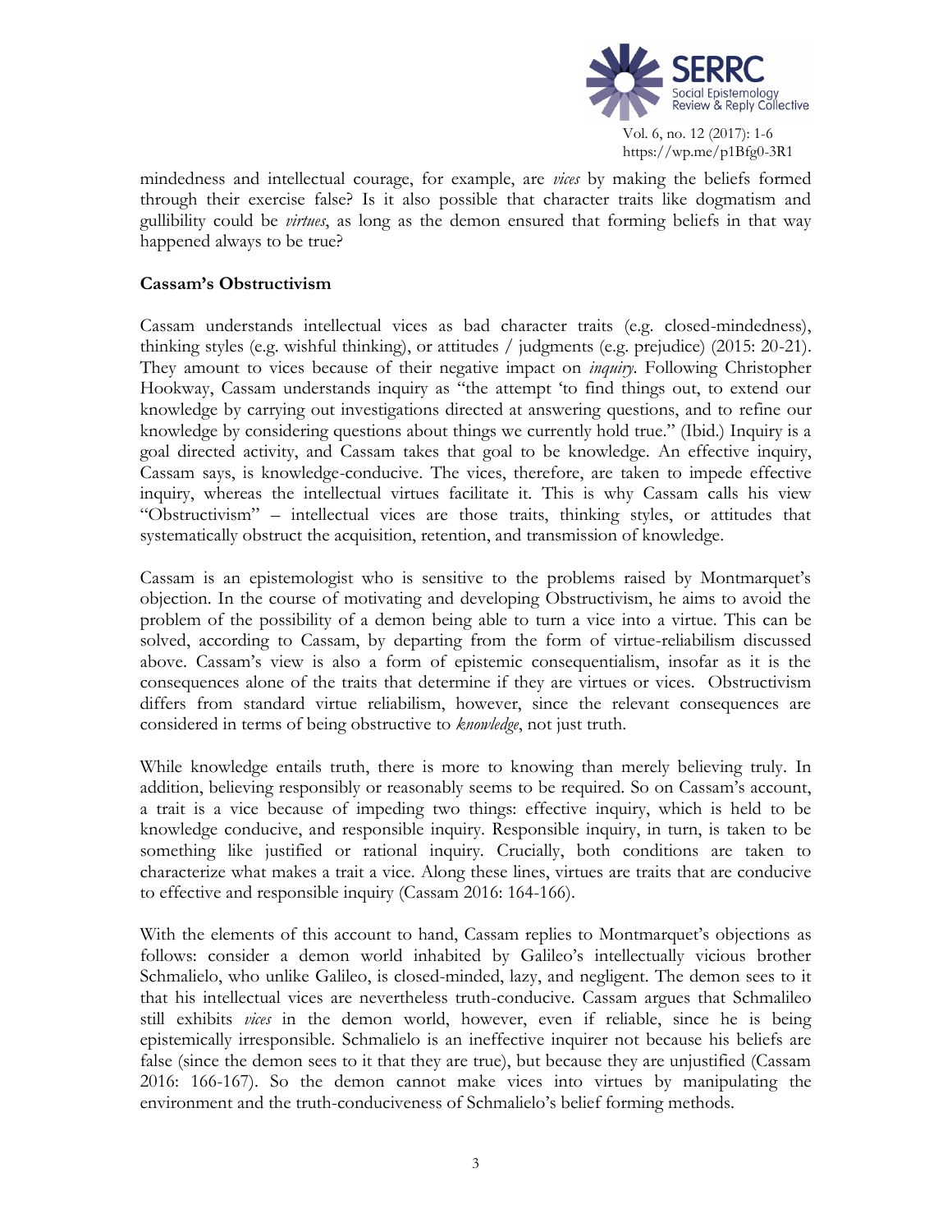mindedness and intellectual courage, for example, are *vices* by making the beliefs formed through their exercise false? Is it also possible that character traits like dogmatism and gullibility could be *virtues*, as long as the demon ensured that forming beliefs in that way happened always to be true?

## Cassam's Obstructivism

Cassam understands intellectual vices as bad character traits (e.g. closed-mindedness), thinking styles (e.g. wishful thinking), or attitudes / judgments (e.g. prejudice) (2015: 20-21). They amount to vices because of their negative impact on *inquiry*. Following Christopher Hookway, Cassam understands inquiry as "the attempt 'to find things out, to extend our knowledge by carrying out investigations directed at answering questions, and to refine our knowledge by considering questions about things we currently hold true." (Ibid.) Inquiry is a goal directed activity, and Cassam takes that goal to be knowledge. An effective inquiry, Cassam says, is knowledge-conducive. The vices, therefore, are taken to impede effective inquiry, whereas the intellectual virtues facilitate it. This is why Cassam calls his view "Obstructivism" – intellectual vices are those traits, thinking styles, or attitudes that systematically obstruct the acquisition, retention, and transmission of knowledge.

Cassam is an epistemologist who is sensitive to the problems raised by Montmarquet's objection. In the course of motivating and developing Obstructivism, he aims to avoid the problem of the possibility of a demon being able to turn a vice into a virtue. This can be solved, according to Cassam, by departing from the form of virtue-reliabilism discussed above. Cassam's view is also a form of epistemic consequentialism, insofar as it is the consequences alone of the traits that determine if they are virtues or vices. Obstructivism differs from standard virtue reliabilism, however, since the relevant consequences are considered in terms of being obstructive to *knowledge*, not just truth.

While knowledge entails truth, there is more to knowing than merely believing truly. In addition, believing responsibly or reasonably seems to be required. So on Cassam's account, a trait is a vice because of impeding two things: effective inquiry, which is held to be knowledge conducive, and responsible inquiry. Responsible inquiry, in turn, is taken to be something like justified or rational inquiry. Crucially, both conditions are taken to characterize what makes a trait a vice. Along these lines, virtues are traits that are conducive to effective and responsible inquiry (Cassam 2016: 164-166).

With the elements of this account to hand, Cassam replies to Montmarquet's objections as follows: consider a demon world inhabited by Galileo's intellectually vicious brother Schmalielo, who unlike Galileo, is closed-minded, lazy, and negligent. The demon sees to it that his intellectual vices are nevertheless truth-conducive. Cassam argues that Schmalileo still exhibits *vices* in the demon world, however, even if reliable, since he is being epistemically irresponsible. Schmalielo is an ineffective inquirer not because his beliefs are false (since the demon sees to it that they are true), but because they are unjustified (Cassam 2016: 166-167). So the demon cannot make vices into virtues by manipulating the environment and the truth-conduciveness of Schmalielo's belief forming methods.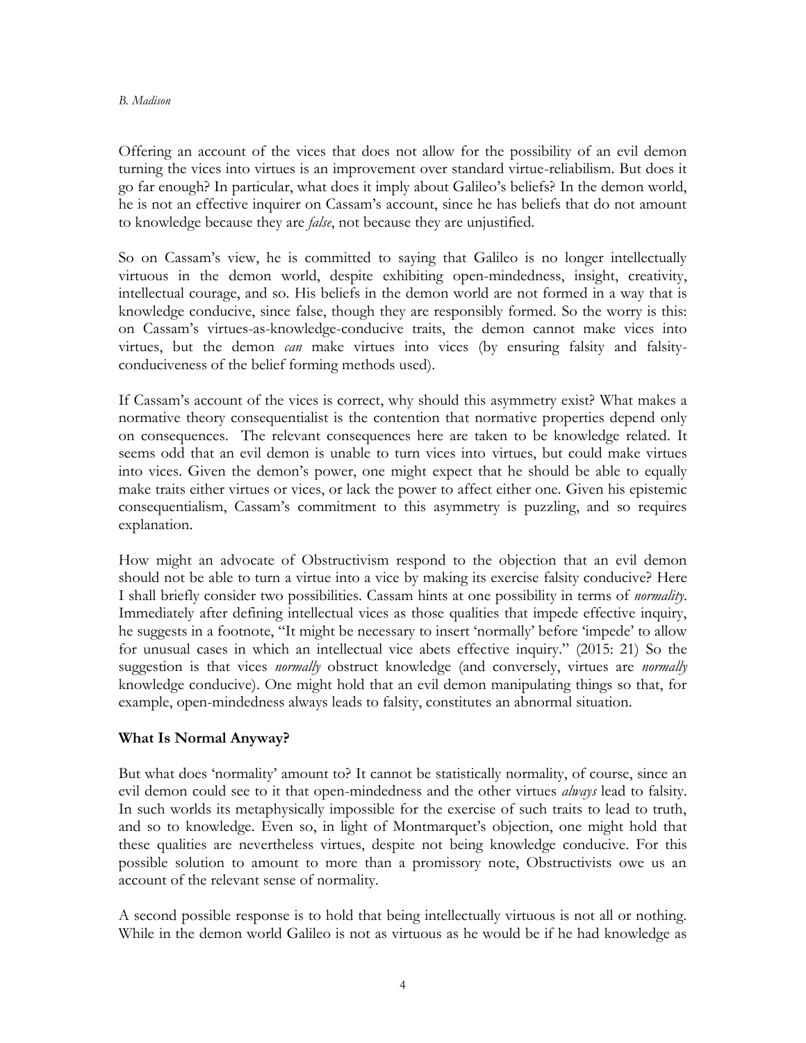Offering an account of the vices that does not allow for the possibility of an evil demon turning the vices into virtues is an improvement over standard virtue-reliabilism. But does it go far enough? In particular, what does it imply about Galileo's beliefs? In the demon world, he is not an effective inquirer on Cassam's account, since he has beliefs that do not amount to knowledge because they are *false*, not because they are unjustified.

So on Cassam's view, he is committed to saying that Galileo is no longer intellectually virtuous in the demon world, despite exhibiting open-mindedness, insight, creativity, intellectual courage, and so. His beliefs in the demon world are not formed in a way that is knowledge conducive, since false, though they are responsibly formed. So the worry is this: on Cassam's virtues-as-knowledge-conducive traits, the demon cannot make vices into virtues, but the demon *can* make virtues into vices (by ensuring falsity and falsity-conduciveness of the belief forming methods used).

If Cassam's account of the vices is correct, why should this asymmetry exist? What makes a normative theory consequentialist is the contention that normative properties depend only on consequences. The relevant consequences here are taken to be knowledge related. It seems odd that an evil demon is unable to turn vices into virtues, but could make virtues into vices. Given the demon's power, one might expect that he should be able to equally make traits either virtues or vices, or lack the power to affect either one. Given his epistemic consequentialism, Cassam's commitment to this asymmetry is puzzling, and so requires explanation.

How might an advocate of Obstructivism respond to the objection that an evil demon should not be able to turn a virtue into a vice by making its exercise falsity conducive? Here I shall briefly consider two possibilities. Cassam hints at one possibility in terms of *normality*. Immediately after defining intellectual vices as those qualities that impede effective inquiry, he suggests in a footnote, "It might be necessary to insert 'normally' before 'impede' to allow for unusual cases in which an intellectual vice abets effective inquiry." (2015: 21) So the suggestion is that vices *normally* obstruct knowledge (and conversely, virtues are *normally* knowledge conducive). One might hold that an evil demon manipulating things so that, for example, open-mindedness always leads to falsity, constitutes an abnormal situation.

## What Is Normal Anyway?

But what does 'normality' amount to? It cannot be statistically normality, of course, since an evil demon could see to it that open-mindedness and the other virtues *always* lead to falsity. In such worlds its metaphysically impossible for the exercise of such traits to lead to truth, and so to knowledge. Even so, in light of Montmarquet's objection, one might hold that these qualities are nevertheless virtues, despite not being knowledge conducive. For this possible solution to amount to more than a promissory note, Obstructivists owe us an account of the relevant sense of normality.

A second possible response is to hold that being intellectually virtuous is not all or nothing. While in the demon world Galileo is not as virtuous as he would be if he had knowledge as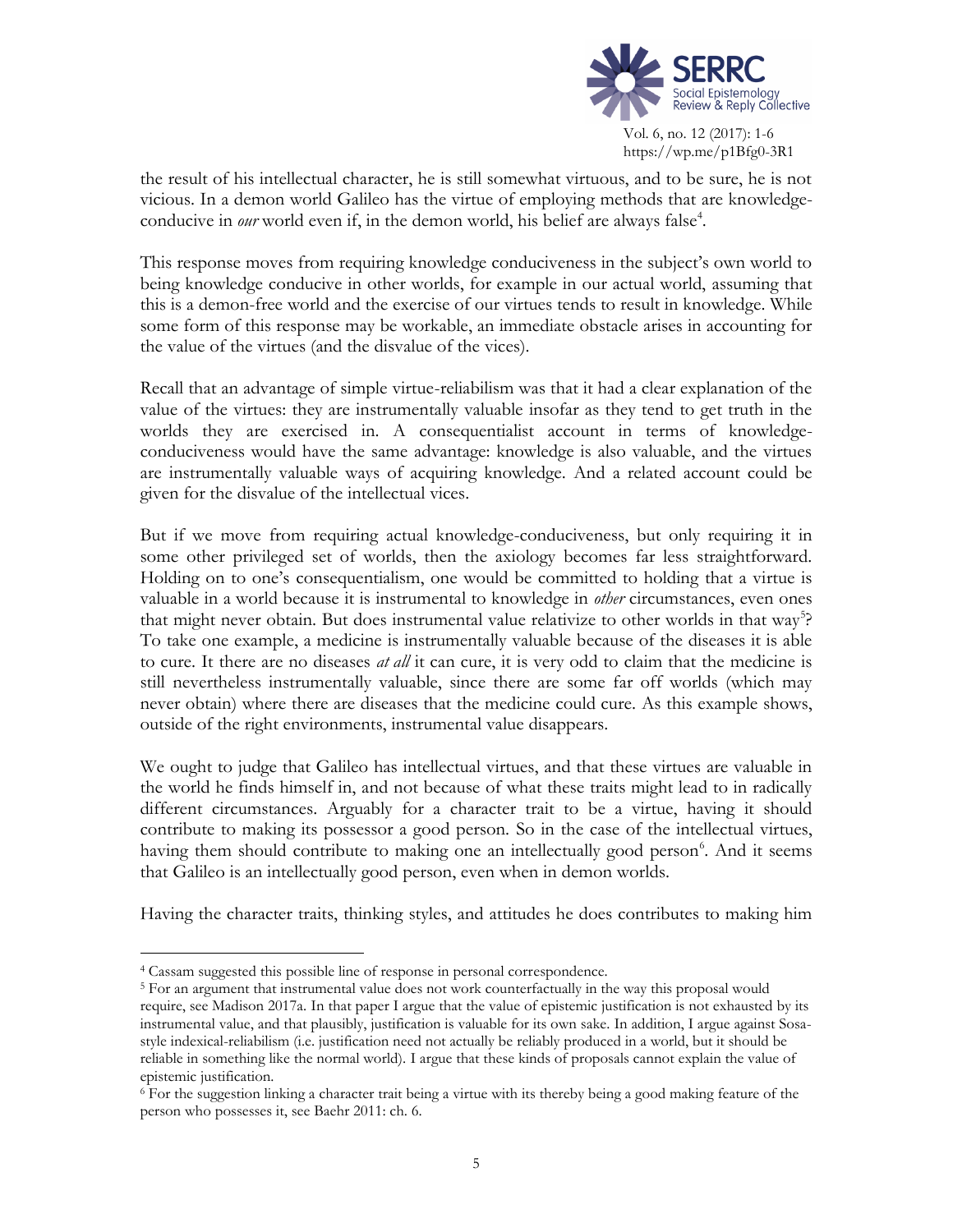the result of his intellectual character, he is still somewhat virtuous, and to be sure, he is not vicious. In a demon world Galileo has the virtue of employing methods that are knowledge-conducive in *our* world even if, in the demon world, his belief are always false[4].

This response moves from requiring knowledge conduciveness in the subject's own world to being knowledge conducive in other worlds, for example in our actual world, assuming that this is a demon-free world and the exercise of our virtues tends to result in knowledge. While some form of this response may be workable, an immediate obstacle arises in accounting for the value of the virtues (and the disvalue of the vices).

Recall that an advantage of simple virtue-reliabilism was that it had a clear explanation of the value of the virtues: they are instrumentally valuable insofar as they tend to get truth in the worlds they are exercised in. A consequentialist account in terms of knowledge-conduciveness would have the same advantage: knowledge is also valuable, and the virtues are instrumentally valuable ways of acquiring knowledge. And a related account could be given for the disvalue of the intellectual vices.

But if we move from requiring actual knowledge-conduciveness, but only requiring it in some other privileged set of worlds, then the axiology becomes far less straightforward. Holding on to one's consequentialism, one would be committed to holding that a virtue is valuable in a world because it is instrumental to knowledge in *other* circumstances, even ones that might never obtain. But does instrumental value relativize to other worlds in that way[5]? To take one example, a medicine is instrumentally valuable because of the diseases it is able to cure. It there are no diseases *at all* it can cure, it is very odd to claim that the medicine is still nevertheless instrumentally valuable, since there are some far off worlds (which may never obtain) where there are diseases that the medicine could cure. As this example shows, outside of the right environments, instrumental value disappears.

We ought to judge that Galileo has intellectual virtues, and that these virtues are valuable in the world he finds himself in, and not because of what these traits might lead to in radically different circumstances. Arguably for a character trait to be a virtue, having it should contribute to making its possessor a good person. So in the case of the intellectual virtues, having them should contribute to making one an intellectually good person[6]. And it seems that Galileo is an intellectually good person, even when in demon worlds.

Having the character traits, thinking styles, and attitudes he does contributes to making him

---

[4] Cassam suggested this possible line of response in personal correspondence.

[5] For an argument that instrumental value does not work counterfactually in the way this proposal would require, see Madison 2017a. In that paper I argue that the value of epistemic justification is not exhausted by its instrumental value, and that plausibly, justification is valuable for its own sake. In addition, I argue against Sosa-style indexical-reliabilism (i.e. justification need not actually be reliably produced in a world, but it should be reliable in something like the normal world). I argue that these kinds of proposals cannot explain the value of epistemic justification.

[6] For the suggestion linking a character trait being a virtue with its thereby being a good making feature of the person who possesses it, see Baehr 2011: ch. 6.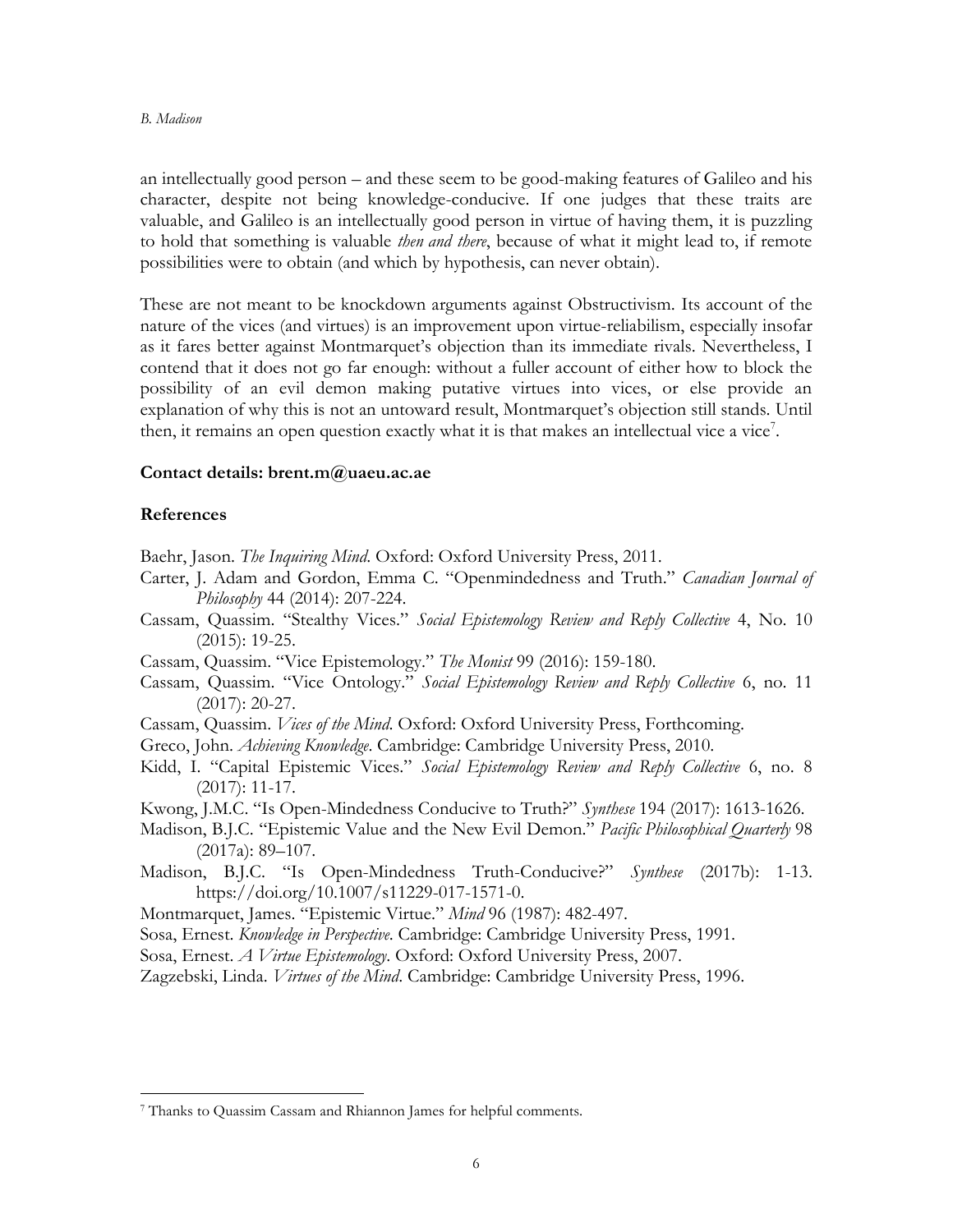an intellectually good person – and these seem to be good-making features of Galileo and his character, despite not being knowledge-conducive. If one judges that these traits are valuable, and Galileo is an intellectually good person in virtue of having them, it is puzzling to hold that something is valuable *then and there*, because of what it might lead to, if remote possibilities were to obtain (and which by hypothesis, can never obtain).

These are not meant to be knockdown arguments against Obstructivism. Its account of the nature of the vices (and virtues) is an improvement upon virtue-reliabilism, especially insofar as it fares better against Montmarquet's objection than its immediate rivals. Nevertheless, I contend that it does not go far enough: without a fuller account of either how to block the possibility of an evil demon making putative virtues into vices, or else provide an explanation of why this is not an untoward result, Montmarquet's objection still stands. Until then, it remains an open question exactly what it is that makes an intellectual vice a vice[7].

**Contact details: brent.m@uaeu.ac.ae**

## References

Baehr, Jason. *The Inquiring Mind*. Oxford: Oxford University Press, 2011.

Carter, J. Adam and Gordon, Emma C. "Openmindedness and Truth." *Canadian Journal of Philosophy* 44 (2014): 207-224.

Cassam, Quassim. "Stealthy Vices." *Social Epistemology Review and Reply Collective* 4, No. 10 (2015): 19-25.

Cassam, Quassim. "Vice Epistemology." *The Monist* 99 (2016): 159-180.

Cassam, Quassim. "Vice Ontology." *Social Epistemology Review and Reply Collective* 6, no. 11 (2017): 20-27.

Cassam, Quassim. *Vices of the Mind*. Oxford: Oxford University Press, Forthcoming.

Greco, John. *Achieving Knowledge*. Cambridge: Cambridge University Press, 2010.

Kidd, I. "Capital Epistemic Vices." *Social Epistemology Review and Reply Collective* 6, no. 8 (2017): 11-17.

Kwong, J.M.C. "Is Open-Mindedness Conducive to Truth?" *Synthese* 194 (2017): 1613-1626.

Madison, B.J.C. "Epistemic Value and the New Evil Demon." *Pacific Philosophical Quarterly* 98 (2017a): 89–107.

Madison, B.J.C. "Is Open-Mindedness Truth-Conducive?" *Synthese* (2017b): 1-13. https://doi.org/10.1007/s11229-017-1571-0.

Montmarquet, James. "Epistemic Virtue." *Mind* 96 (1987): 482-497.

Sosa, Ernest. *Knowledge in Perspective*. Cambridge: Cambridge University Press, 1991.

Sosa, Ernest. *A Virtue Epistemology*. Oxford: Oxford University Press, 2007.

Zagzebski, Linda. *Virtues of the Mind*. Cambridge: Cambridge University Press, 1996.

[7] Thanks to Quassim Cassam and Rhiannon James for helpful comments.